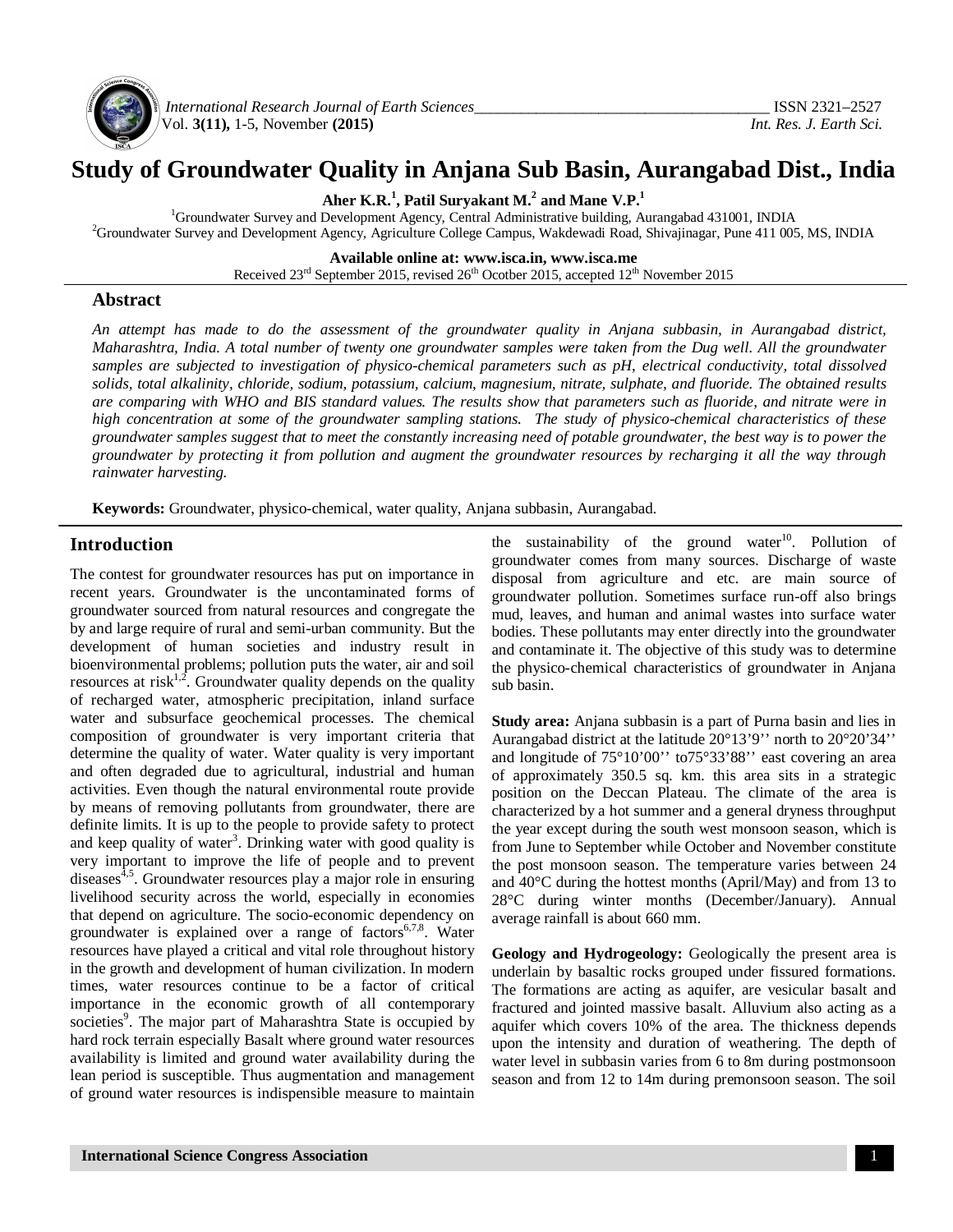# Study of Groundwater Quality in Anjana Sub Basin, Aurangabad Dist., India

**Aher K.R.[1], Patil Suryakant M.[2] and Mane V.P.[1]**

[1]Groundwater Survey and Development Agency, Central Administrative building, Aurangabad 431001, INDIA
[2]Groundwater Survey and Development Agency, Agriculture College Campus, Wakdewadi Road, Shivajinagar, Pune 411 005, MS, INDIA

**Available online at: www.isca.in, www.isca.me**
Received 23rd September 2015, revised 26th Ocotber 2015, accepted 12th November 2015

## Abstract

*An attempt has made to do the assessment of the groundwater quality in Anjana subbasin, in Aurangabad district, Maharashtra, India. A total number of twenty one groundwater samples were taken from the Dug well. All the groundwater samples are subjected to investigation of physico-chemical parameters such as pH, electrical conductivity, total dissolved solids, total alkalinity, chloride, sodium, potassium, calcium, magnesium, nitrate, sulphate, and fluoride. The obtained results are comparing with WHO and BIS standard values. The results show that parameters such as fluoride, and nitrate were in high concentration at some of the groundwater sampling stations. The study of physico-chemical characteristics of these groundwater samples suggest that to meet the constantly increasing need of potable groundwater, the best way is to power the groundwater by protecting it from pollution and augment the groundwater resources by recharging it all the way through rainwater harvesting.*

**Keywords:** Groundwater, physico-chemical, water quality, Anjana subbasin, Aurangabad.

## Introduction

The contest for groundwater resources has put on importance in recent years. Groundwater is the uncontaminated forms of groundwater sourced from natural resources and congregate the by and large require of rural and semi-urban community. But the development of human societies and industry result in bioenvironmental problems; pollution puts the water, air and soil resources at risk[1,2]. Groundwater quality depends on the quality of recharged water, atmospheric precipitation, inland surface water and subsurface geochemical processes. The chemical composition of groundwater is very important criteria that determine the quality of water. Water quality is very important and often degraded due to agricultural, industrial and human activities. Even though the natural environmental route provide by means of removing pollutants from groundwater, there are definite limits. It is up to the people to provide safety to protect and keep quality of water[3]. Drinking water with good quality is very important to improve the life of people and to prevent diseases[4,5]. Groundwater resources play a major role in ensuring livelihood security across the world, especially in economies that depend on agriculture. The socio-economic dependency on groundwater is explained over a range of factors[6,7,8]. Water resources have played a critical and vital role throughout history in the growth and development of human civilization. In modern times, water resources continue to be a factor of critical importance in the economic growth of all contemporary societies[9]. The major part of Maharashtra State is occupied by hard rock terrain especially Basalt where ground water resources availability is limited and ground water availability during the lean period is susceptible. Thus augmentation and management of ground water resources is indispensible measure to maintain the sustainability of the ground water[10]. Pollution of groundwater comes from many sources. Discharge of waste disposal from agriculture and etc. are main source of groundwater pollution. Sometimes surface run-off also brings mud, leaves, and human and animal wastes into surface water bodies. These pollutants may enter directly into the groundwater and contaminate it. The objective of this study was to determine the physico-chemical characteristics of groundwater in Anjana sub basin.

**Study area:** Anjana subbasin is a part of Purna basin and lies in Aurangabad district at the latitude 20°13'9'' north to 20°20'34'' and longitude of 75°10'00'' to75°33'88'' east covering an area of approximately 350.5 sq. km. this area sits in a strategic position on the Deccan Plateau. The climate of the area is characterized by a hot summer and a general dryness throughput the year except during the south west monsoon season, which is from June to September while October and November constitute the post monsoon season. The temperature varies between 24 and 40°C during the hottest months (April/May) and from 13 to 28°C during winter months (December/January). Annual average rainfall is about 660 mm.

**Geology and Hydrogeology:** Geologically the present area is underlain by basaltic rocks grouped under fissured formations. The formations are acting as aquifer, are vesicular basalt and fractured and jointed massive basalt. Alluvium also acting as a aquifer which covers 10% of the area. The thickness depends upon the intensity and duration of weathering. The depth of water level in subbasin varies from 6 to 8m during postmonsoon season and from 12 to 14m during premonsoon season. The soil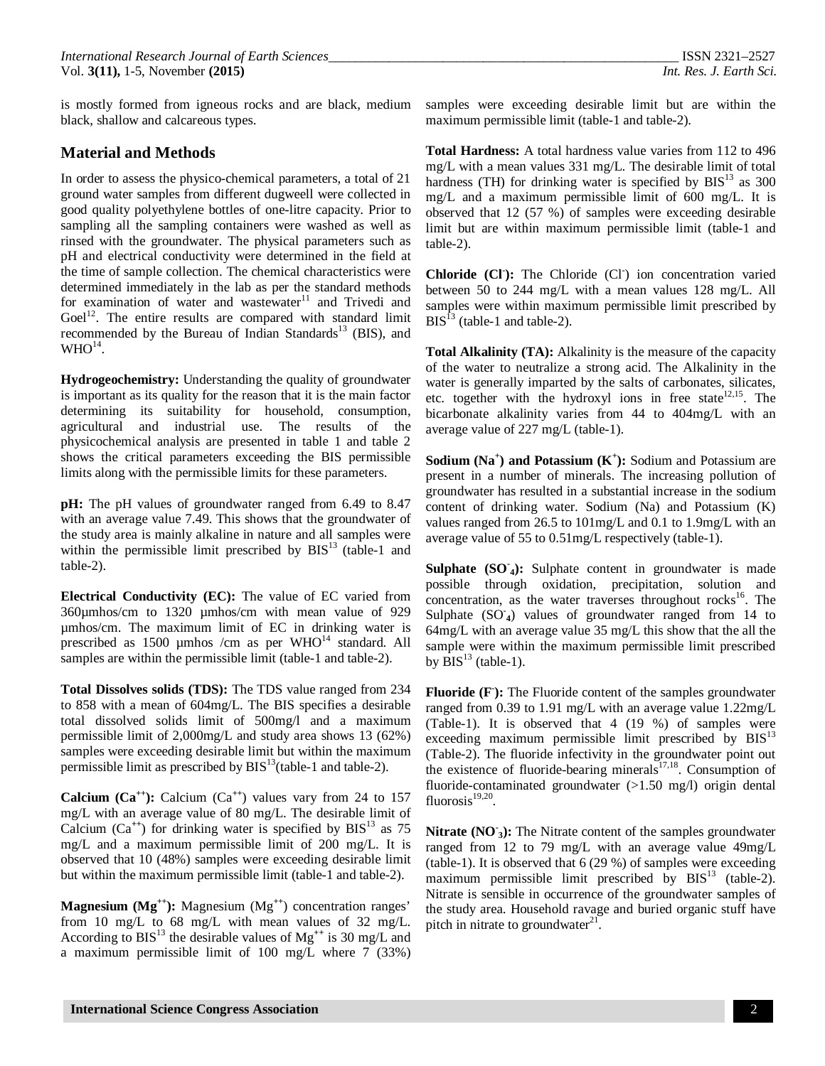is mostly formed from igneous rocks and are black, medium black, shallow and calcareous types.

## Material and Methods

In order to assess the physico-chemical parameters, a total of 21 ground water samples from different dugweell were collected in good quality polyethylene bottles of one-litre capacity. Prior to sampling all the sampling containers were washed as well as rinsed with the groundwater. The physical parameters such as pH and electrical conductivity were determined in the field at the time of sample collection. The chemical characteristics were determined immediately in the lab as per the standard methods for examination of water and wastewater[11] and Trivedi and Goel[12]. The entire results are compared with standard limit recommended by the Bureau of Indian Standards[13] (BIS), and WHO[14].

**Hydrogeochemistry:** Understanding the quality of groundwater is important as its quality for the reason that it is the main factor determining its suitability for household, consumption, agricultural and industrial use. The results of the physicochemical analysis are presented in table 1 and table 2 shows the critical parameters exceeding the BIS permissible limits along with the permissible limits for these parameters.

**pH:** The pH values of groundwater ranged from 6.49 to 8.47 with an average value 7.49. This shows that the groundwater of the study area is mainly alkaline in nature and all samples were within the permissible limit prescribed by BIS[13] (table-1 and table-2).

**Electrical Conductivity (EC):** The value of EC varied from 360µmhos/cm to 1320 µmhos/cm with mean value of 929 µmhos/cm. The maximum limit of EC in drinking water is prescribed as 1500 µmhos /cm as per WHO[14] standard. All samples are within the permissible limit (table-1 and table-2).

**Total Dissolves solids (TDS):** The TDS value ranged from 234 to 858 with a mean of 604mg/L. The BIS specifies a desirable total dissolved solids limit of 500mg/l and a maximum permissible limit of 2,000mg/L and study area shows 13 (62%) samples were exceeding desirable limit but within the maximum permissible limit as prescribed by BIS[13](table-1 and table-2).

**Calcium ($Ca^{++}$):** Calcium ($Ca^{++}$) values vary from 24 to 157 mg/L with an average value of 80 mg/L. The desirable limit of Calcium ($Ca^{++}$) for drinking water is specified by BIS[13] as 75 mg/L and a maximum permissible limit of 200 mg/L. It is observed that 10 (48%) samples were exceeding desirable limit but within the maximum permissible limit (table-1 and table-2).

**Magnesium ($Mg^{++}$):** Magnesium ($Mg^{++}$) concentration ranges' from 10 mg/L to 68 mg/L with mean values of 32 mg/L. According to BIS[13] the desirable values of $Mg^{++}$ is 30 mg/L and a maximum permissible limit of 100 mg/L where 7 (33%) samples were exceeding desirable limit but are within the maximum permissible limit (table-1 and table-2).

**Total Hardness:** A total hardness value varies from 112 to 496 mg/L with a mean values 331 mg/L. The desirable limit of total hardness (TH) for drinking water is specified by BIS[13] as 300 mg/L and a maximum permissible limit of 600 mg/L. It is observed that 12 (57 %) of samples were exceeding desirable limit but are within maximum permissible limit (table-1 and table-2).

**Chloride ($Cl^{-}$):** The Chloride ($Cl^{-}$) ion concentration varied between 50 to 244 mg/L with a mean values 128 mg/L. All samples were within maximum permissible limit prescribed by BIS[13] (table-1 and table-2).

**Total Alkalinity (TA):** Alkalinity is the measure of the capacity of the water to neutralize a strong acid. The Alkalinity in the water is generally imparted by the salts of carbonates, silicates, etc. together with the hydroxyl ions in free state[12,15]. The bicarbonate alkalinity varies from 44 to 404mg/L with an average value of 227 mg/L (table-1).

**Sodium ($Na^{+}$) and Potassium ($K^{+}$):** Sodium and Potassium are present in a number of minerals. The increasing pollution of groundwater has resulted in a substantial increase in the sodium content of drinking water. Sodium (Na) and Potassium (K) values ranged from 26.5 to 101mg/L and 0.1 to 1.9mg/L with an average value of 55 to 0.51mg/L respectively (table-1).

**Sulphate ($SO^{-}_{4}$):** Sulphate content in groundwater is made possible through oxidation, precipitation, solution and concentration, as the water traverses throughout rocks[16]. The Sulphate ($SO^{-}_{4}$) values of groundwater ranged from 14 to 64mg/L with an average value 35 mg/L this show that the all the sample were within the maximum permissible limit prescribed by BIS[13] (table-1).

**Fluoride ($F^{-}$):** The Fluoride content of the samples groundwater ranged from 0.39 to 1.91 mg/L with an average value 1.22mg/L (Table-1). It is observed that 4 (19 %) of samples were exceeding maximum permissible limit prescribed by BIS[13] (Table-2). The fluoride infectivity in the groundwater point out the existence of fluoride-bearing minerals[17,18]. Consumption of fluoride-contaminated groundwater (>1.50 mg/l) origin dental fluorosis[19,20].

**Nitrate ($NO^{-}_{3}$):** The Nitrate content of the samples groundwater ranged from 12 to 79 mg/L with an average value 49mg/L (table-1). It is observed that 6 (29 %) of samples were exceeding maximum permissible limit prescribed by BIS[13] (table-2). Nitrate is sensible in occurrence of the groundwater samples of the study area. Household ravage and buried organic stuff have pitch in nitrate to groundwater[21].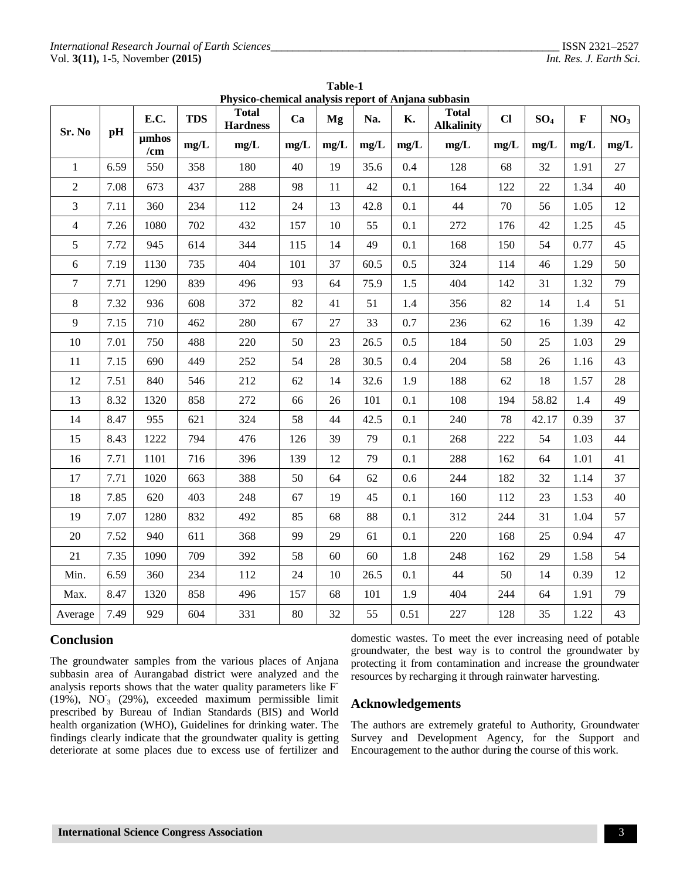**Table-1**
**Physico-chemical analysis report of Anjana subbasin**

| Sr. No | pH | E.C. | TDS | Total Hardness | Ca | Mg | Na. | K. | Total Alkalinity | Cl | $SO_4$ | F | $NO_3$ |
|---|---|---|---|---|---|---|---|---|---|---|---|---|---|
| | | µmhos /cm | mg/L | mg/L | mg/L | mg/L | mg/L | mg/L | mg/L | mg/L | mg/L | mg/L | mg/L |
| 1 | 6.59 | 550 | 358 | 180 | 40 | 19 | 35.6 | 0.4 | 128 | 68 | 32 | 1.91 | 27 |
| 2 | 7.08 | 673 | 437 | 288 | 98 | 11 | 42 | 0.1 | 164 | 122 | 22 | 1.34 | 40 |
| 3 | 7.11 | 360 | 234 | 112 | 24 | 13 | 42.8 | 0.1 | 44 | 70 | 56 | 1.05 | 12 |
| 4 | 7.26 | 1080 | 702 | 432 | 157 | 10 | 55 | 0.1 | 272 | 176 | 42 | 1.25 | 45 |
| 5 | 7.72 | 945 | 614 | 344 | 115 | 14 | 49 | 0.1 | 168 | 150 | 54 | 0.77 | 45 |
| 6 | 7.19 | 1130 | 735 | 404 | 101 | 37 | 60.5 | 0.5 | 324 | 114 | 46 | 1.29 | 50 |
| 7 | 7.71 | 1290 | 839 | 496 | 93 | 64 | 75.9 | 1.5 | 404 | 142 | 31 | 1.32 | 79 |
| 8 | 7.32 | 936 | 608 | 372 | 82 | 41 | 51 | 1.4 | 356 | 82 | 14 | 1.4 | 51 |
| 9 | 7.15 | 710 | 462 | 280 | 67 | 27 | 33 | 0.7 | 236 | 62 | 16 | 1.39 | 42 |
| 10 | 7.01 | 750 | 488 | 220 | 50 | 23 | 26.5 | 0.5 | 184 | 50 | 25 | 1.03 | 29 |
| 11 | 7.15 | 690 | 449 | 252 | 54 | 28 | 30.5 | 0.4 | 204 | 58 | 26 | 1.16 | 43 |
| 12 | 7.51 | 840 | 546 | 212 | 62 | 14 | 32.6 | 1.9 | 188 | 62 | 18 | 1.57 | 28 |
| 13 | 8.32 | 1320 | 858 | 272 | 66 | 26 | 101 | 0.1 | 108 | 194 | 58.82 | 1.4 | 49 |
| 14 | 8.47 | 955 | 621 | 324 | 58 | 44 | 42.5 | 0.1 | 240 | 78 | 42.17 | 0.39 | 37 |
| 15 | 8.43 | 1222 | 794 | 476 | 126 | 39 | 79 | 0.1 | 268 | 222 | 54 | 1.03 | 44 |
| 16 | 7.71 | 1101 | 716 | 396 | 139 | 12 | 79 | 0.1 | 288 | 162 | 64 | 1.01 | 41 |
| 17 | 7.71 | 1020 | 663 | 388 | 50 | 64 | 62 | 0.6 | 244 | 182 | 32 | 1.14 | 37 |
| 18 | 7.85 | 620 | 403 | 248 | 67 | 19 | 45 | 0.1 | 160 | 112 | 23 | 1.53 | 40 |
| 19 | 7.07 | 1280 | 832 | 492 | 85 | 68 | 88 | 0.1 | 312 | 244 | 31 | 1.04 | 57 |
| 20 | 7.52 | 940 | 611 | 368 | 99 | 29 | 61 | 0.1 | 220 | 168 | 25 | 0.94 | 47 |
| 21 | 7.35 | 1090 | 709 | 392 | 58 | 60 | 60 | 1.8 | 248 | 162 | 29 | 1.58 | 54 |
| Min. | 6.59 | 360 | 234 | 112 | 24 | 10 | 26.5 | 0.1 | 44 | 50 | 14 | 0.39 | 12 |
| Max. | 8.47 | 1320 | 858 | 496 | 157 | 68 | 101 | 1.9 | 404 | 244 | 64 | 1.91 | 79 |
| Average | 7.49 | 929 | 604 | 331 | 80 | 32 | 55 | 0.51 | 227 | 128 | 35 | 1.22 | 43 |

## Conclusion

The groundwater samples from the various places of Anjana subbasin area of Aurangabad district were analyzed and the analysis reports shows that the water quality parameters like $F^-$ (19%), $NO_3^-$ (29%), exceeded maximum permissible limit prescribed by Bureau of Indian Standards (BIS) and World health organization (WHO), Guidelines for drinking water. The findings clearly indicate that the groundwater quality is getting deteriorate at some places due to excess use of fertilizer and domestic wastes. To meet the ever increasing need of potable groundwater, the best way is to control the groundwater by protecting it from contamination and increase the groundwater resources by recharging it through rainwater harvesting.

## Acknowledgements

The authors are extremely grateful to Authority, Groundwater Survey and Development Agency, for the Support and Encouragement to the author during the course of this work.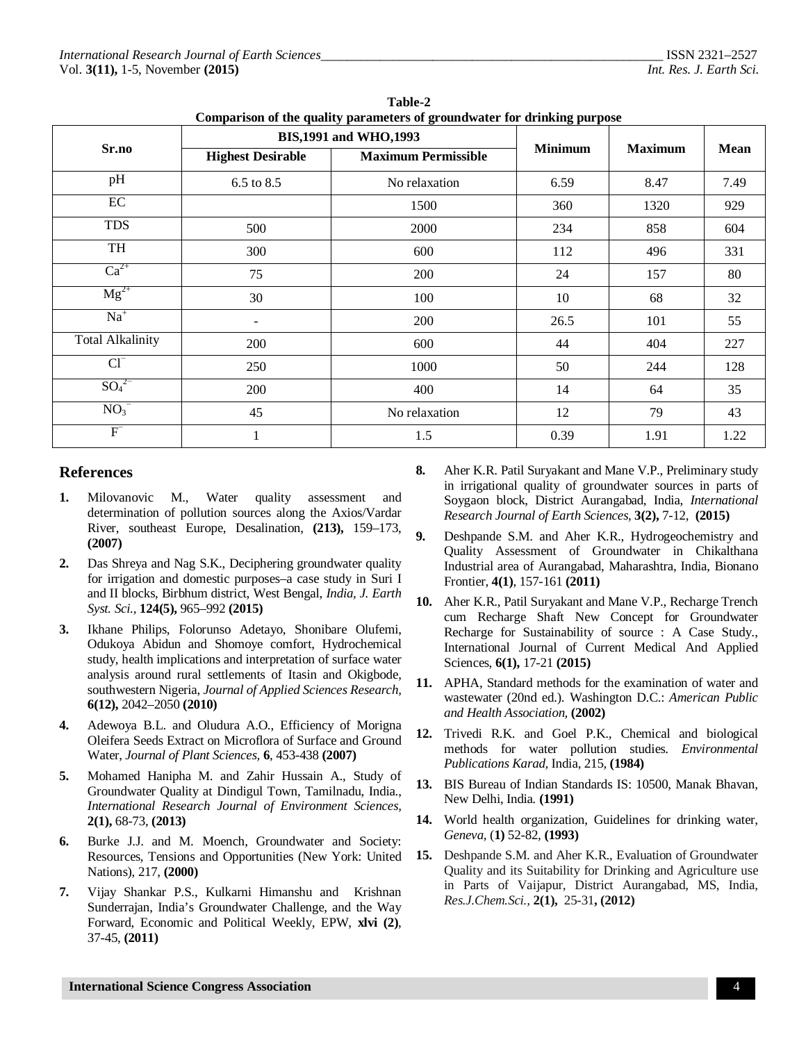**Table-2**
**Comparison of the quality parameters of groundwater for drinking purpose**

| Sr.no | BIS,1991 and WHO,1993 | | Minimum | Maximum | Mean |
|---|---|---|---|---|---|
| | Highest Desirable | Maximum Permissible | | | |
| pH | 6.5 to 8.5 | No relaxation | 6.59 | 8.47 | 7.49 |
| EC | | 1500 | 360 | 1320 | 929 |
| TDS | 500 | 2000 | 234 | 858 | 604 |
| TH | 300 | 600 | 112 | 496 | 331 |
| $Ca^{2+}$ | 75 | 200 | 24 | 157 | 80 |
| $Mg^{2+}$ | 30 | 100 | 10 | 68 | 32 |
| $Na^{+}$ | - | 200 | 26.5 | 101 | 55 |
| Total Alkalinity | 200 | 600 | 44 | 404 | 227 |
| $Cl^{-}$ | 250 | 1000 | 50 | 244 | 128 |
| $SO_4^{2-}$ | 200 | 400 | 14 | 64 | 35 |
| $NO_3^{-}$ | 45 | No relaxation | 12 | 79 | 43 |
| $F^{-}$ | 1 | 1.5 | 0.39 | 1.91 | 1.22 |

## References

1. Milovanovic M., Water quality assessment and determination of pollution sources along the Axios/Vardar River, southeast Europe, Desalination, **(213),** 159–173, **(2007)**
2. Das Shreya and Nag S.K., Deciphering groundwater quality for irrigation and domestic purposes–a case study in Suri I and II blocks, Birbhum district, West Bengal, *India, J. Earth Syst. Sci.,* **124(5),** 965–992 **(2015)**
3. Ikhane Philips, Folorunso Adetayo, Shonibare Olufemi, Odukoya Abidun and Shomoye comfort, Hydrochemical study, health implications and interpretation of surface water analysis around rural settlements of Itasin and Okigbode, southwestern Nigeria, *Journal of Applied Sciences Research,* **6(12),** 2042–2050 **(2010)**
4. Adewoya B.L. and Oludura A.O., Efficiency of Morigna Oleifera Seeds Extract on Microflora of Surface and Ground Water, *Journal of Plant Sciences,* **6**, 453-438 **(2007)**
5. Mohamed Hanipha M. and Zahir Hussain A., Study of Groundwater Quality at Dindigul Town, Tamilnadu, India., *International Research Journal of Environment Sciences,* **2(1),** 68-73, **(2013)**
6. Burke J.J. and M. Moench, Groundwater and Society: Resources, Tensions and Opportunities (New York: United Nations), 217, **(2000)**
7. Vijay Shankar P.S., Kulkarni Himanshu and Krishnan Sunderrajan, India's Groundwater Challenge, and the Way Forward, Economic and Political Weekly, EPW, **xlvi (2)**, 37-45, **(2011)**
8. Aher K.R. Patil Suryakant and Mane V.P., Preliminary study in irrigational quality of groundwater sources in parts of Soygaon block, District Aurangabad, India, *International Research Journal of Earth Sciences,* **3(2),** 7-12, **(2015)**
9. Deshpande S.M. and Aher K.R., Hydrogeochemistry and Quality Assessment of Groundwater in Chikalthana Industrial area of Aurangabad, Maharashtra, India, Bionano Frontier, **4(1)**, 157-161 **(2011)**
10. Aher K.R., Patil Suryakant and Mane V.P., Recharge Trench cum Recharge Shaft New Concept for Groundwater Recharge for Sustainability of source : A Case Study., International Journal of Current Medical And Applied Sciences, **6(1),** 17-21 **(2015)**
11. APHA, Standard methods for the examination of water and wastewater (20nd ed.). Washington D.C.: *American Public and Health Association,* **(2002)**
12. Trivedi R.K. and Goel P.K., Chemical and biological methods for water pollution studies. *Environmental Publications Karad,* India, 215, **(1984)**
13. BIS Bureau of Indian Standards IS: 10500, Manak Bhavan, New Delhi, India. **(1991)**
14. World health organization, Guidelines for drinking water, *Geneva,* (**1)** 52-82, **(1993)**
15. Deshpande S.M. and Aher K.R., Evaluation of Groundwater Quality and its Suitability for Drinking and Agriculture use in Parts of Vaijapur, District Aurangabad, MS, India, *Res.J.Chem.Sci.,* **2(1),** 25-31**, (2012)**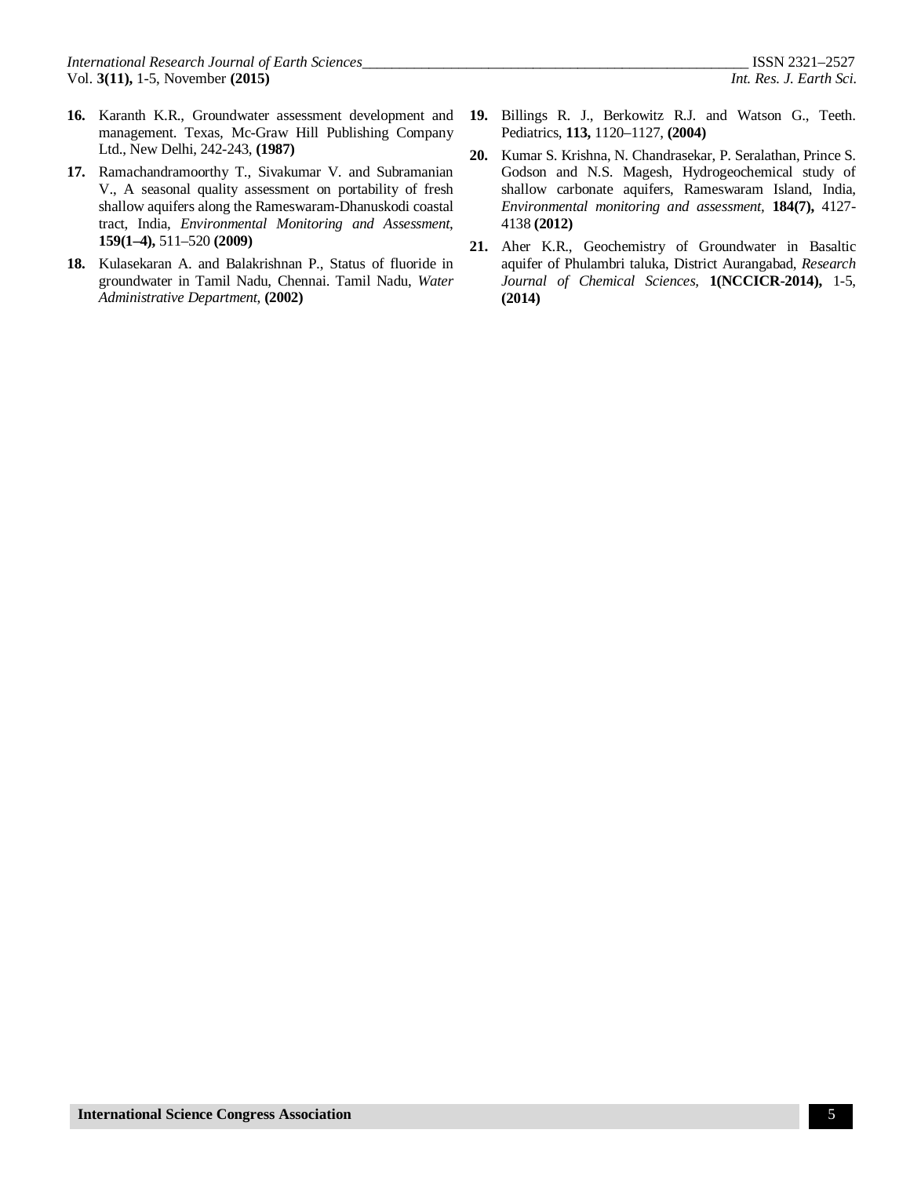16. Karanth K.R., Groundwater assessment development and management. Texas, Mc-Graw Hill Publishing Company Ltd., New Delhi, 242-243, **(1987)**

17. Ramachandramoorthy T., Sivakumar V. and Subramanian V., A seasonal quality assessment on portability of fresh shallow aquifers along the Rameswaram-Dhanuskodi coastal tract, India, *Environmental Monitoring and Assessment*, **159(1–4),** 511–520 **(2009)**

18. Kulasekaran A. and Balakrishnan P., Status of fluoride in groundwater in Tamil Nadu, Chennai. Tamil Nadu, *Water Administrative Department*, **(2002)**

19. Billings R. J., Berkowitz R.J. and Watson G., Teeth. Pediatrics, **113,** 1120–1127, **(2004)**

20. Kumar S. Krishna, N. Chandrasekar, P. Seralathan, Prince S. Godson and N.S. Magesh, Hydrogeochemical study of shallow carbonate aquifers, Rameswaram Island, India, *Environmental monitoring and assessment,* **184(7),** 4127-4138 **(2012)**

21. Aher K.R., Geochemistry of Groundwater in Basaltic aquifer of Phulambri taluka, District Aurangabad, *Research Journal of Chemical Sciences*, **1(NCCICR-2014),** 1-5, **(2014)**